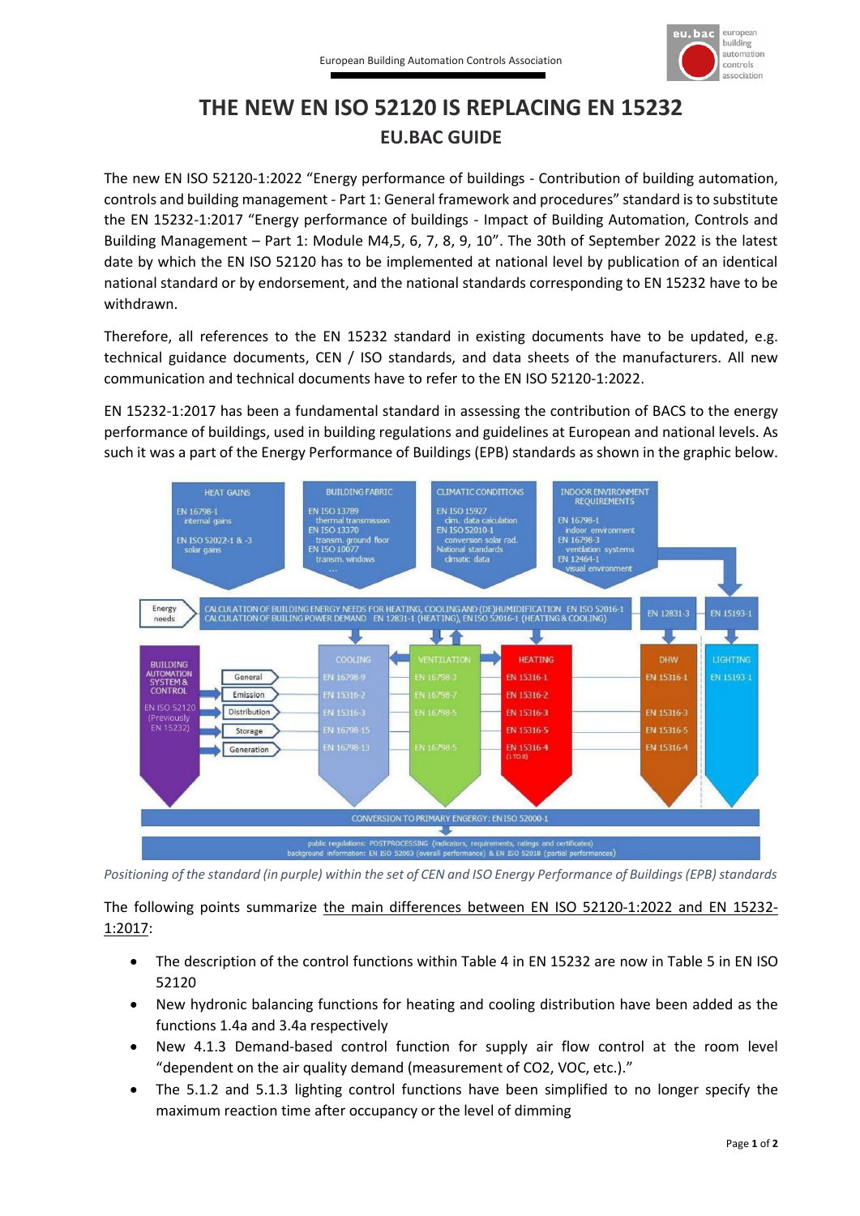# THE NEW EN ISO 52120 IS REPLACING EN 15232

## EU.BAC GUIDE

The new EN ISO 52120-1:2022 "Energy performance of buildings - Contribution of building automation, controls and building management - Part 1: General framework and procedures" standard is to substitute the EN 15232-1:2017 "Energy performance of buildings - Impact of Building Automation, Controls and Building Management – Part 1: Module M4,5, 6, 7, 8, 9, 10". The 30th of September 2022 is the latest date by which the EN ISO 52120 has to be implemented at national level by publication of an identical national standard or by endorsement, and the national standards corresponding to EN 15232 have to be withdrawn.

Therefore, all references to the EN 15232 standard in existing documents have to be updated, e.g. technical guidance documents, CEN / ISO standards, and data sheets of the manufacturers. All new communication and technical documents have to refer to the EN ISO 52120-1:2022.

EN 15232-1:2017 has been a fundamental standard in assessing the contribution of BACS to the energy performance of buildings, used in building regulations and guidelines at European and national levels. As such it was a part of the Energy Performance of Buildings (EPB) standards as shown in the graphic below.

*Positioning of the standard (in purple) within the set of CEN and ISO Energy Performance of Buildings (EPB) standards*

The following points summarize the main differences between EN ISO 52120-1:2022 and EN 15232-1:2017:

- The description of the control functions within Table 4 in EN 15232 are now in Table 5 in EN ISO 52120
- New hydronic balancing functions for heating and cooling distribution have been added as the functions 1.4a and 3.4a respectively
- New 4.1.3 Demand-based control function for supply air flow control at the room level "dependent on the air quality demand (measurement of CO2, VOC, etc.)."
- The 5.1.2 and 5.1.3 lighting control functions have been simplified to no longer specify the maximum reaction time after occupancy or the level of dimming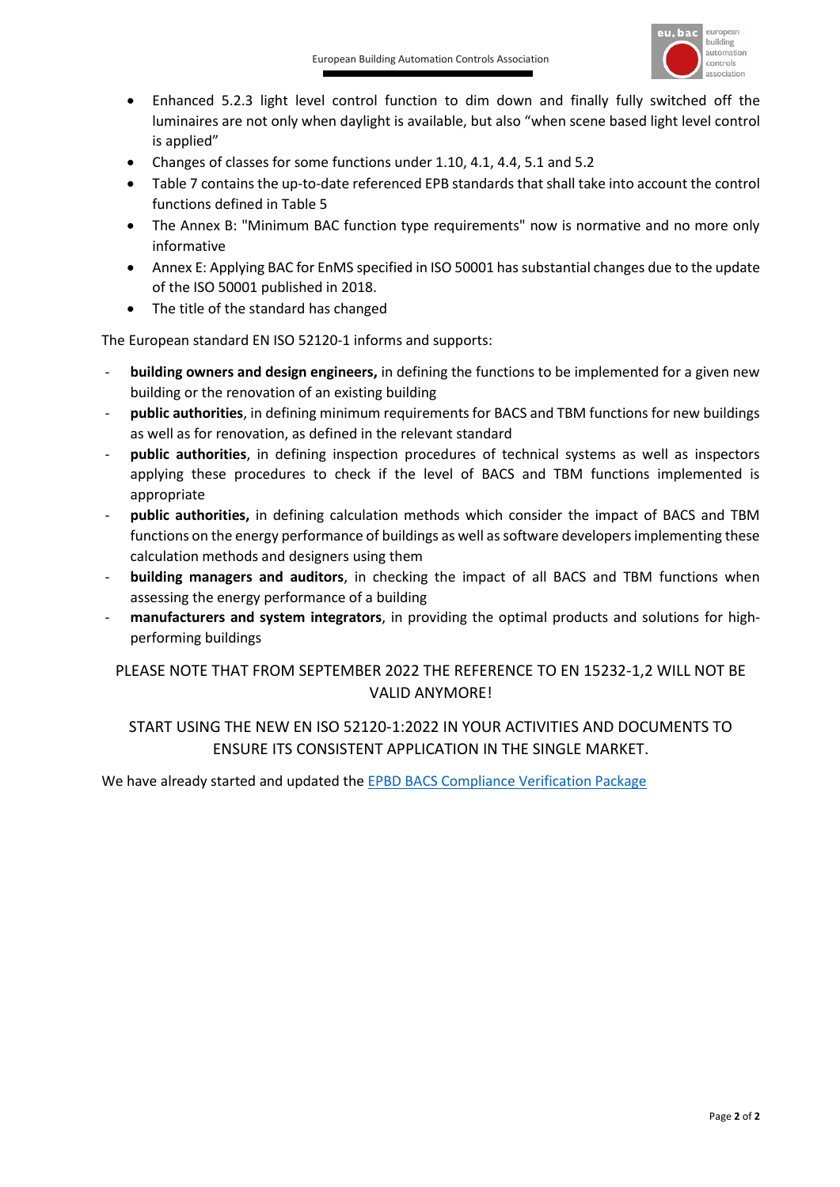- Enhanced 5.2.3 light level control function to dim down and finally fully switched off the luminaires are not only when daylight is available, but also “when scene based light level control is applied”
- Changes of classes for some functions under 1.10, 4.1, 4.4, 5.1 and 5.2
- Table 7 contains the up-to-date referenced EPB standards that shall take into account the control functions defined in Table 5
- The Annex B: "Minimum BAC function type requirements" now is normative and no more only informative
- Annex E: Applying BAC for EnMS specified in ISO 50001 has substantial changes due to the update of the ISO 50001 published in 2018.
- The title of the standard has changed

The European standard EN ISO 52120-1 informs and supports:

- **building owners and design engineers,** in defining the functions to be implemented for a given new building or the renovation of an existing building
- **public authorities**, in defining minimum requirements for BACS and TBM functions for new buildings as well as for renovation, as defined in the relevant standard
- **public authorities**, in defining inspection procedures of technical systems as well as inspectors applying these procedures to check if the level of BACS and TBM functions implemented is appropriate
- **public authorities,** in defining calculation methods which consider the impact of BACS and TBM functions on the energy performance of buildings as well as software developers implementing these calculation methods and designers using them
- **building managers and auditors**, in checking the impact of all BACS and TBM functions when assessing the energy performance of a building
- **manufacturers and system integrators**, in providing the optimal products and solutions for high-performing buildings

PLEASE NOTE THAT FROM SEPTEMBER 2022 THE REFERENCE TO EN 15232-1,2 WILL NOT BE VALID ANYMORE!

START USING THE NEW EN ISO 52120-1:2022 IN YOUR ACTIVITIES AND DOCUMENTS TO ENSURE ITS CONSISTENT APPLICATION IN THE SINGLE MARKET.

We have already started and updated the EPBD BACS Compliance Verification Package